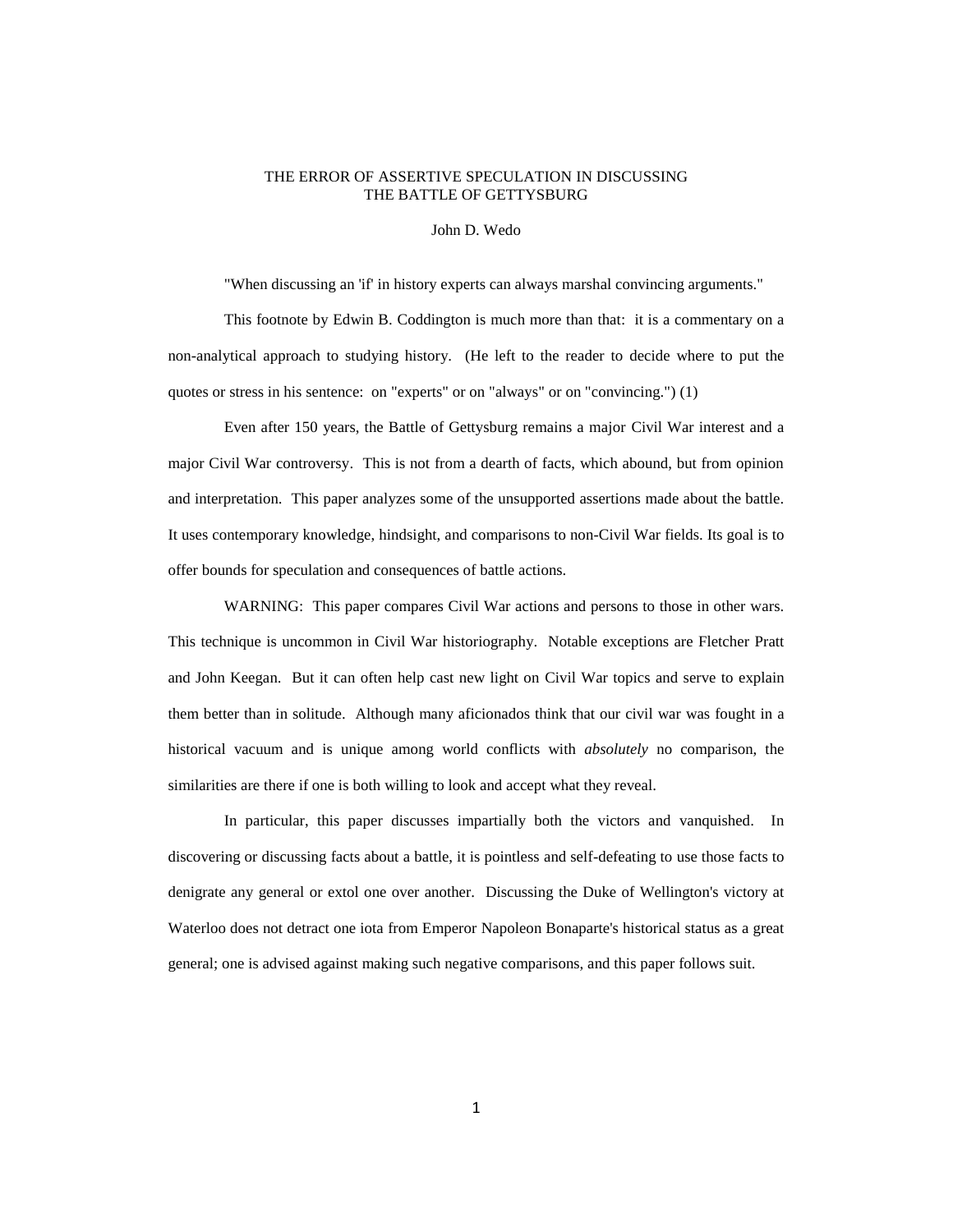# THE ERROR OF ASSERTIVE SPECULATION IN DISCUSSING THE BATTLE OF GETTYSBURG

John D. Wedo

"When discussing an 'if' in history experts can always marshal convincing arguments."

This footnote by Edwin B. Coddington is much more than that: it is a commentary on a non-analytical approach to studying history. (He left to the reader to decide where to put the quotes or stress in his sentence: on "experts" or on "always" or on "convincing.") (1)

Even after 150 years, the Battle of Gettysburg remains a major Civil War interest and a major Civil War controversy. This is not from a dearth of facts, which abound, but from opinion and interpretation. This paper analyzes some of the unsupported assertions made about the battle. It uses contemporary knowledge, hindsight, and comparisons to non-Civil War fields. Its goal is to offer bounds for speculation and consequences of battle actions.

WARNING: This paper compares Civil War actions and persons to those in other wars. This technique is uncommon in Civil War historiography. Notable exceptions are Fletcher Pratt and John Keegan. But it can often help cast new light on Civil War topics and serve to explain them better than in solitude. Although many aficionados think that our civil war was fought in a historical vacuum and is unique among world conflicts with *absolutely* no comparison, the similarities are there if one is both willing to look and accept what they reveal.

In particular, this paper discusses impartially both the victors and vanquished. In discovering or discussing facts about a battle, it is pointless and self-defeating to use those facts to denigrate any general or extol one over another. Discussing the Duke of Wellington's victory at Waterloo does not detract one iota from Emperor Napoleon Bonaparte's historical status as a great general; one is advised against making such negative comparisons, and this paper follows suit.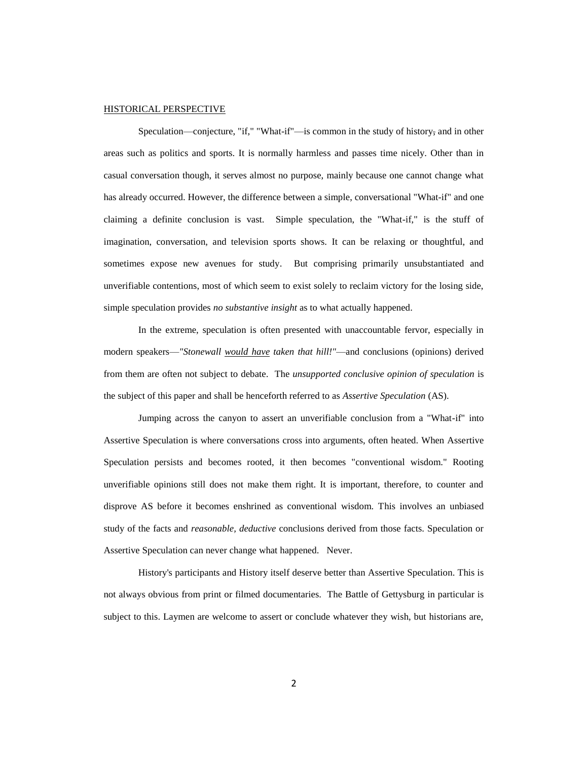HISTORICAL PERSPECTIVE

Speculation—conjecture, "if," "What-if"—is common in the study of history, and in other areas such as politics and sports. It is normally harmless and passes time nicely. Other than in casual conversation though, it serves almost no purpose, mainly because one cannot change what has already occurred. However, the difference between a simple, conversational "What-if" and one claiming a definite conclusion is vast. Simple speculation, the "What-if," is the stuff of imagination, conversation, and television sports shows. It can be relaxing or thoughtful, and sometimes expose new avenues for study. But comprising primarily unsubstantiated and unverifiable contentions, most of which seem to exist solely to reclaim victory for the losing side, simple speculation provides *no substantive insight* as to what actually happened.

In the extreme, speculation is often presented with unaccountable fervor, especially in modern speakers—*"Stonewall would have taken that hill!"*—and conclusions (opinions) derived from them are often not subject to debate. The *unsupported conclusive opinion of speculation* is the subject of this paper and shall be henceforth referred to as *Assertive Speculation* (AS).

Jumping across the canyon to assert an unverifiable conclusion from a "What-if" into Assertive Speculation is where conversations cross into arguments, often heated. When Assertive Speculation persists and becomes rooted, it then becomes "conventional wisdom." Rooting unverifiable opinions still does not make them right. It is important, therefore, to counter and disprove AS before it becomes enshrined as conventional wisdom. This involves an unbiased study of the facts and *reasonable, deductive* conclusions derived from those facts. Speculation or Assertive Speculation can never change what happened. Never.

History's participants and History itself deserve better than Assertive Speculation. This is not always obvious from print or filmed documentaries. The Battle of Gettysburg in particular is subject to this. Laymen are welcome to assert or conclude whatever they wish, but historians are,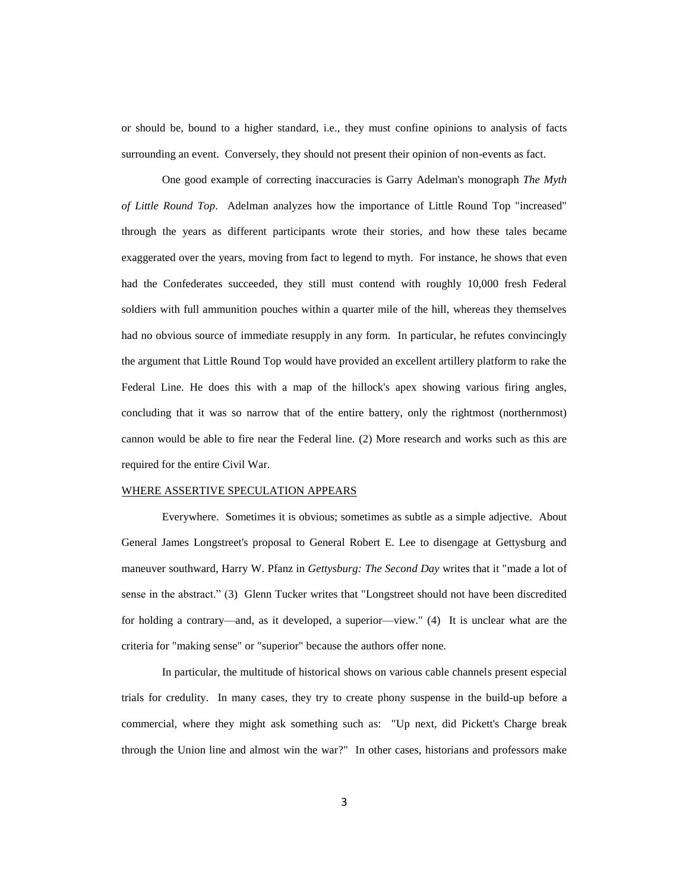or should be, bound to a higher standard, i.e., they must confine opinions to analysis of facts surrounding an event. Conversely, they should not present their opinion of non-events as fact.

One good example of correcting inaccuracies is Garry Adelman's monograph *The Myth of Little Round Top*. Adelman analyzes how the importance of Little Round Top "increased" through the years as different participants wrote their stories, and how these tales became exaggerated over the years, moving from fact to legend to myth. For instance, he shows that even had the Confederates succeeded, they still must contend with roughly 10,000 fresh Federal soldiers with full ammunition pouches within a quarter mile of the hill, whereas they themselves had no obvious source of immediate resupply in any form. In particular, he refutes convincingly the argument that Little Round Top would have provided an excellent artillery platform to rake the Federal Line. He does this with a map of the hillock's apex showing various firing angles, concluding that it was so narrow that of the entire battery, only the rightmost (northernmost) cannon would be able to fire near the Federal line. (2) More research and works such as this are required for the entire Civil War.

<u>WHERE ASSERTIVE SPECULATION APPEARS</u>

Everywhere. Sometimes it is obvious; sometimes as subtle as a simple adjective. About General James Longstreet's proposal to General Robert E. Lee to disengage at Gettysburg and maneuver southward, Harry W. Pfanz in *Gettysburg: The Second Day* writes that it "made a lot of sense in the abstract." (3) Glenn Tucker writes that "Longstreet should not have been discredited for holding a contrary—and, as it developed, a superior—view." (4) It is unclear what are the criteria for "making sense" or "superior" because the authors offer none.

In particular, the multitude of historical shows on various cable channels present especial trials for credulity. In many cases, they try to create phony suspense in the build-up before a commercial, where they might ask something such as: "Up next, did Pickett's Charge break through the Union line and almost win the war?" In other cases, historians and professors make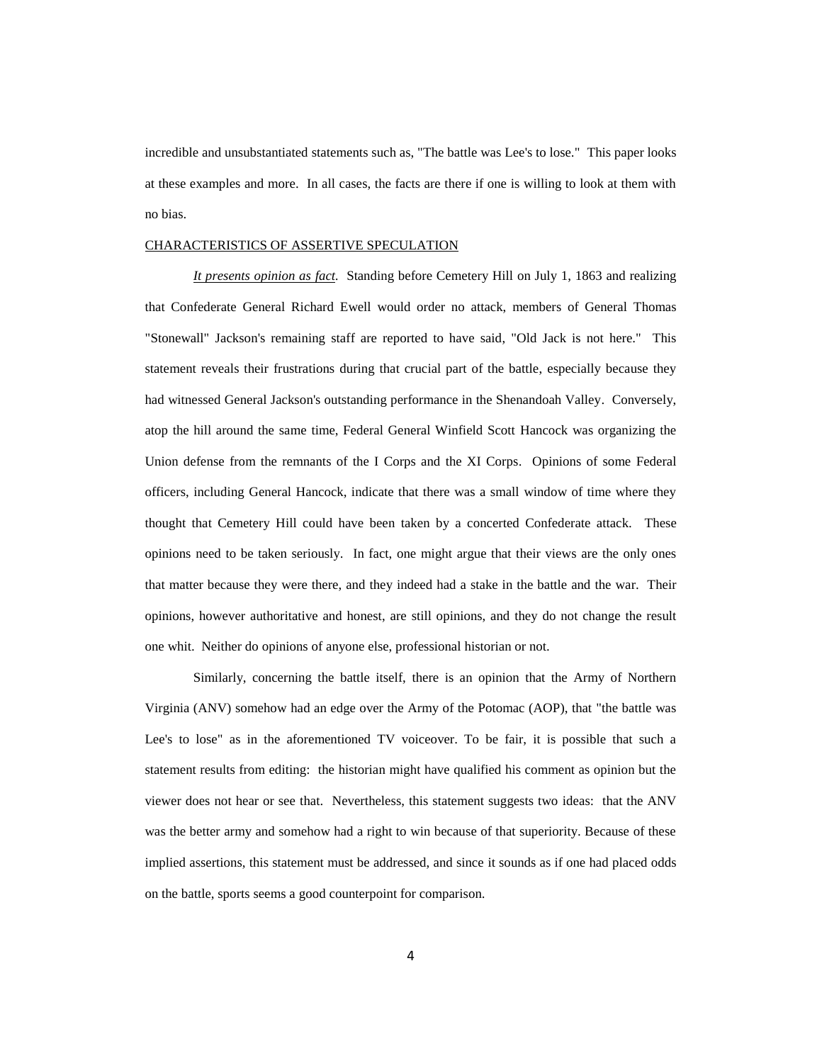incredible and unsubstantiated statements such as, "The battle was Lee's to lose." This paper looks at these examples and more. In all cases, the facts are there if one is willing to look at them with no bias.

CHARACTERISTICS OF ASSERTIVE SPECULATION

*It presents opinion as fact*. Standing before Cemetery Hill on July 1, 1863 and realizing that Confederate General Richard Ewell would order no attack, members of General Thomas "Stonewall" Jackson's remaining staff are reported to have said, "Old Jack is not here." This statement reveals their frustrations during that crucial part of the battle, especially because they had witnessed General Jackson's outstanding performance in the Shenandoah Valley. Conversely, atop the hill around the same time, Federal General Winfield Scott Hancock was organizing the Union defense from the remnants of the I Corps and the XI Corps. Opinions of some Federal officers, including General Hancock, indicate that there was a small window of time where they thought that Cemetery Hill could have been taken by a concerted Confederate attack. These opinions need to be taken seriously. In fact, one might argue that their views are the only ones that matter because they were there, and they indeed had a stake in the battle and the war. Their opinions, however authoritative and honest, are still opinions, and they do not change the result one whit. Neither do opinions of anyone else, professional historian or not.

Similarly, concerning the battle itself, there is an opinion that the Army of Northern Virginia (ANV) somehow had an edge over the Army of the Potomac (AOP), that "the battle was Lee's to lose" as in the aforementioned TV voiceover. To be fair, it is possible that such a statement results from editing: the historian might have qualified his comment as opinion but the viewer does not hear or see that. Nevertheless, this statement suggests two ideas: that the ANV was the better army and somehow had a right to win because of that superiority. Because of these implied assertions, this statement must be addressed, and since it sounds as if one had placed odds on the battle, sports seems a good counterpoint for comparison.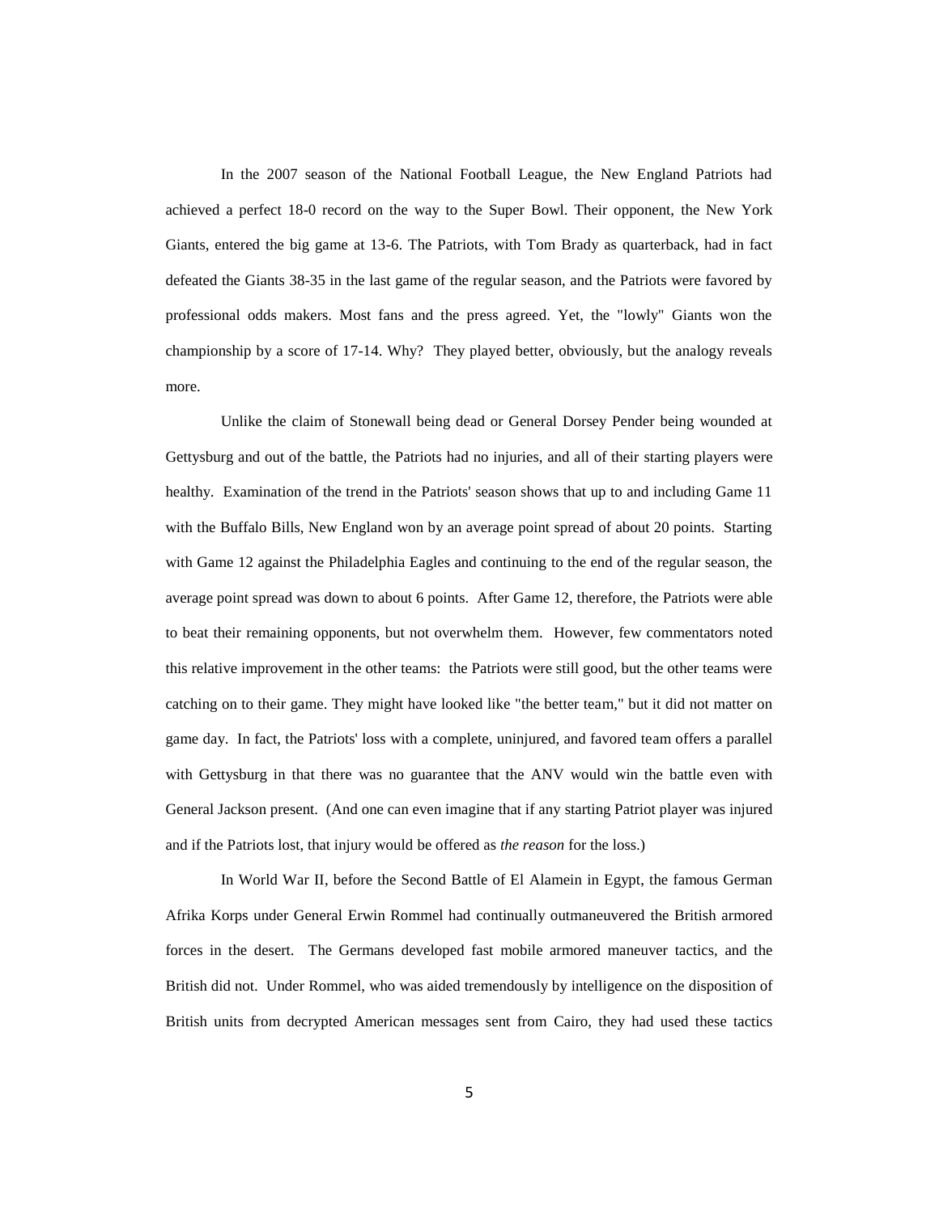In the 2007 season of the National Football League, the New England Patriots had achieved a perfect 18-0 record on the way to the Super Bowl. Their opponent, the New York Giants, entered the big game at 13-6. The Patriots, with Tom Brady as quarterback, had in fact defeated the Giants 38-35 in the last game of the regular season, and the Patriots were favored by professional odds makers. Most fans and the press agreed. Yet, the "lowly" Giants won the championship by a score of 17-14. Why? They played better, obviously, but the analogy reveals more.

Unlike the claim of Stonewall being dead or General Dorsey Pender being wounded at Gettysburg and out of the battle, the Patriots had no injuries, and all of their starting players were healthy. Examination of the trend in the Patriots' season shows that up to and including Game 11 with the Buffalo Bills, New England won by an average point spread of about 20 points. Starting with Game 12 against the Philadelphia Eagles and continuing to the end of the regular season, the average point spread was down to about 6 points. After Game 12, therefore, the Patriots were able to beat their remaining opponents, but not overwhelm them. However, few commentators noted this relative improvement in the other teams: the Patriots were still good, but the other teams were catching on to their game. They might have looked like "the better team," but it did not matter on game day. In fact, the Patriots' loss with a complete, uninjured, and favored team offers a parallel with Gettysburg in that there was no guarantee that the ANV would win the battle even with General Jackson present. (And one can even imagine that if any starting Patriot player was injured and if the Patriots lost, that injury would be offered as *the reason* for the loss.)

In World War II, before the Second Battle of El Alamein in Egypt, the famous German Afrika Korps under General Erwin Rommel had continually outmaneuvered the British armored forces in the desert. The Germans developed fast mobile armored maneuver tactics, and the British did not. Under Rommel, who was aided tremendously by intelligence on the disposition of British units from decrypted American messages sent from Cairo, they had used these tactics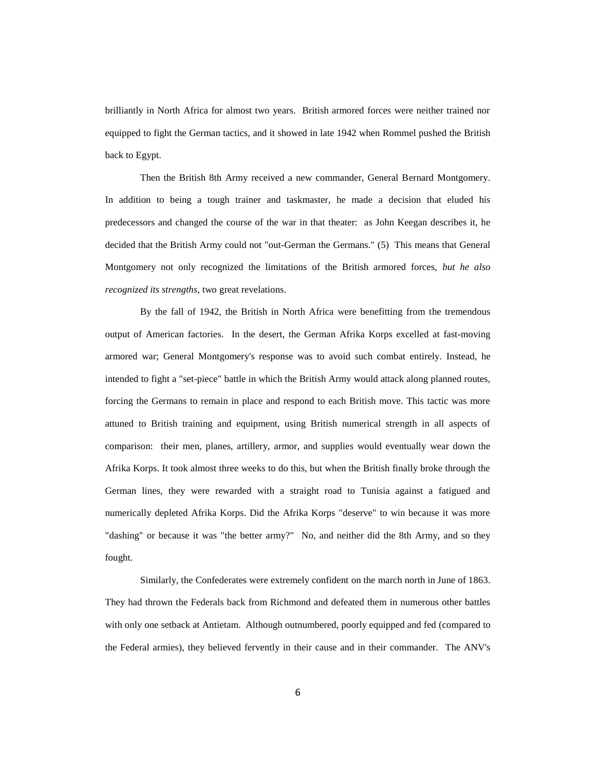brilliantly in North Africa for almost two years. British armored forces were neither trained nor equipped to fight the German tactics, and it showed in late 1942 when Rommel pushed the British back to Egypt.

Then the British 8th Army received a new commander, General Bernard Montgomery. In addition to being a tough trainer and taskmaster, he made a decision that eluded his predecessors and changed the course of the war in that theater: as John Keegan describes it, he decided that the British Army could not "out-German the Germans." (5) This means that General Montgomery not only recognized the limitations of the British armored forces, *but he also recognized its strengths*, two great revelations.

By the fall of 1942, the British in North Africa were benefitting from the tremendous output of American factories. In the desert, the German Afrika Korps excelled at fast-moving armored war; General Montgomery's response was to avoid such combat entirely. Instead, he intended to fight a "set-piece" battle in which the British Army would attack along planned routes, forcing the Germans to remain in place and respond to each British move. This tactic was more attuned to British training and equipment, using British numerical strength in all aspects of comparison: their men, planes, artillery, armor, and supplies would eventually wear down the Afrika Korps. It took almost three weeks to do this, but when the British finally broke through the German lines, they were rewarded with a straight road to Tunisia against a fatigued and numerically depleted Afrika Korps. Did the Afrika Korps "deserve" to win because it was more "dashing" or because it was "the better army?" No, and neither did the 8th Army, and so they fought.

Similarly, the Confederates were extremely confident on the march north in June of 1863. They had thrown the Federals back from Richmond and defeated them in numerous other battles with only one setback at Antietam. Although outnumbered, poorly equipped and fed (compared to the Federal armies), they believed fervently in their cause and in their commander. The ANV's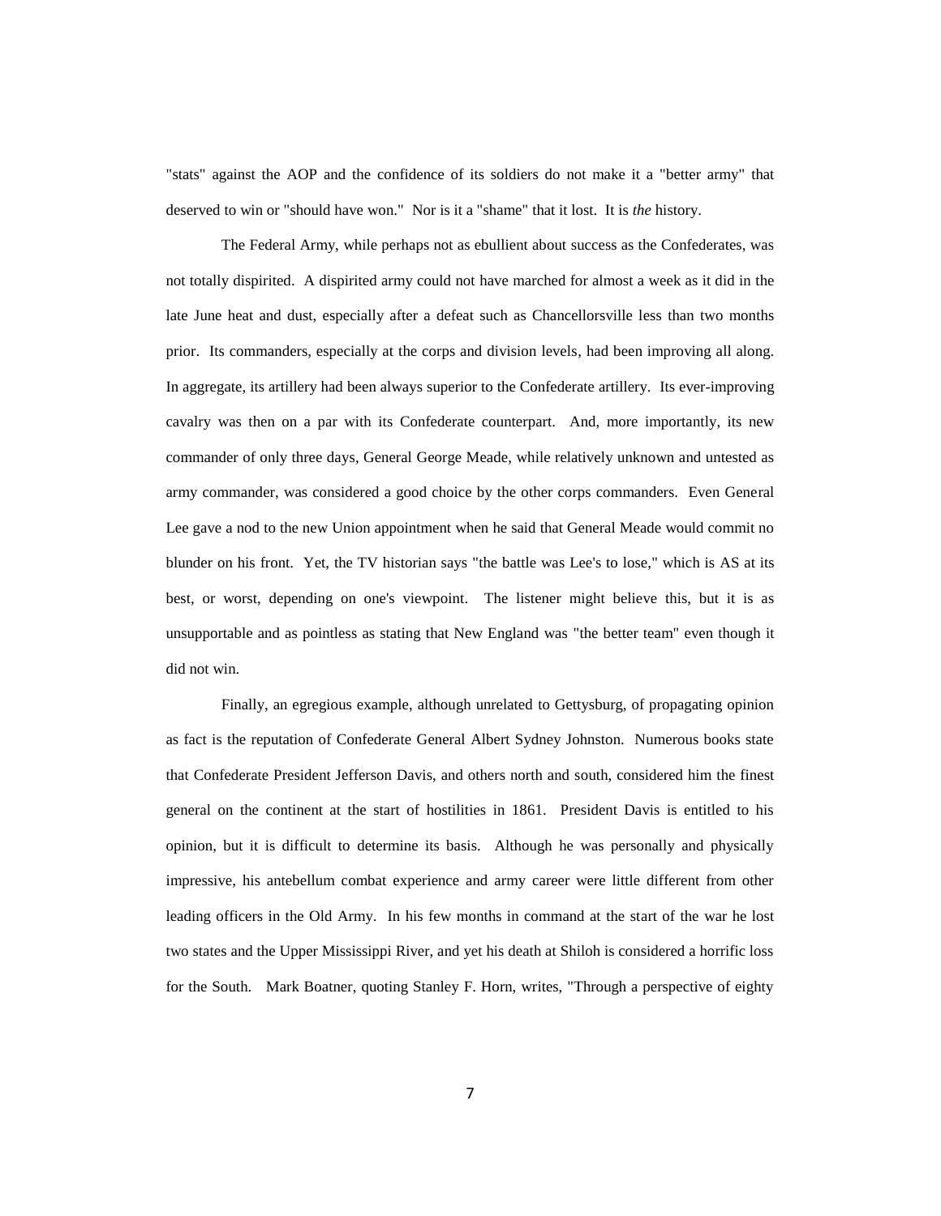"stats" against the AOP and the confidence of its soldiers do not make it a "better army" that deserved to win or "should have won." Nor is it a "shame" that it lost. It is *the* history.

The Federal Army, while perhaps not as ebullient about success as the Confederates, was not totally dispirited. A dispirited army could not have marched for almost a week as it did in the late June heat and dust, especially after a defeat such as Chancellorsville less than two months prior. Its commanders, especially at the corps and division levels, had been improving all along. In aggregate, its artillery had been always superior to the Confederate artillery. Its ever-improving cavalry was then on a par with its Confederate counterpart. And, more importantly, its new commander of only three days, General George Meade, while relatively unknown and untested as army commander, was considered a good choice by the other corps commanders. Even General Lee gave a nod to the new Union appointment when he said that General Meade would commit no blunder on his front. Yet, the TV historian says "the battle was Lee's to lose," which is AS at its best, or worst, depending on one's viewpoint. The listener might believe this, but it is as unsupportable and as pointless as stating that New England was "the better team" even though it did not win.

Finally, an egregious example, although unrelated to Gettysburg, of propagating opinion as fact is the reputation of Confederate General Albert Sydney Johnston. Numerous books state that Confederate President Jefferson Davis, and others north and south, considered him the finest general on the continent at the start of hostilities in 1861. President Davis is entitled to his opinion, but it is difficult to determine its basis. Although he was personally and physically impressive, his antebellum combat experience and army career were little different from other leading officers in the Old Army. In his few months in command at the start of the war he lost two states and the Upper Mississippi River, and yet his death at Shiloh is considered a horrific loss for the South. Mark Boatner, quoting Stanley F. Horn, writes, "Through a perspective of eighty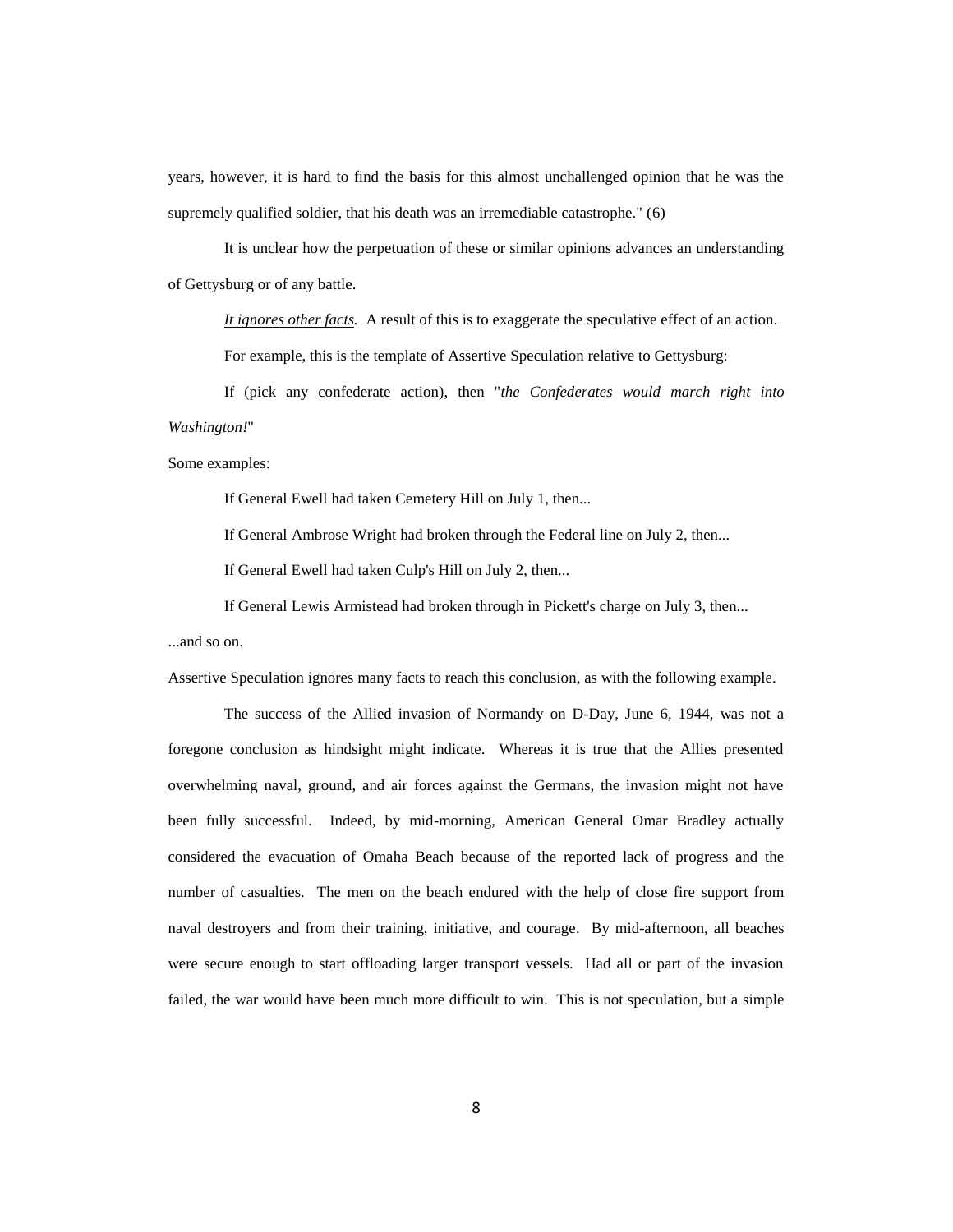years, however, it is hard to find the basis for this almost unchallenged opinion that he was the supremely qualified soldier, that his death was an irremediable catastrophe." (6)

It is unclear how the perpetuation of these or similar opinions advances an understanding of Gettysburg or of any battle.

*It ignores other facts.* A result of this is to exaggerate the speculative effect of an action.

For example, this is the template of Assertive Speculation relative to Gettysburg:

If (pick any confederate action), then "*the Confederates would march right into Washington!*"

Some examples:

If General Ewell had taken Cemetery Hill on July 1, then...

If General Ambrose Wright had broken through the Federal line on July 2, then...

If General Ewell had taken Culp's Hill on July 2, then...

If General Lewis Armistead had broken through in Pickett's charge on July 3, then...

...and so on.

Assertive Speculation ignores many facts to reach this conclusion, as with the following example.

The success of the Allied invasion of Normandy on D-Day, June 6, 1944, was not a foregone conclusion as hindsight might indicate. Whereas it is true that the Allies presented overwhelming naval, ground, and air forces against the Germans, the invasion might not have been fully successful. Indeed, by mid-morning, American General Omar Bradley actually considered the evacuation of Omaha Beach because of the reported lack of progress and the number of casualties. The men on the beach endured with the help of close fire support from naval destroyers and from their training, initiative, and courage. By mid-afternoon, all beaches were secure enough to start offloading larger transport vessels. Had all or part of the invasion failed, the war would have been much more difficult to win. This is not speculation, but a simple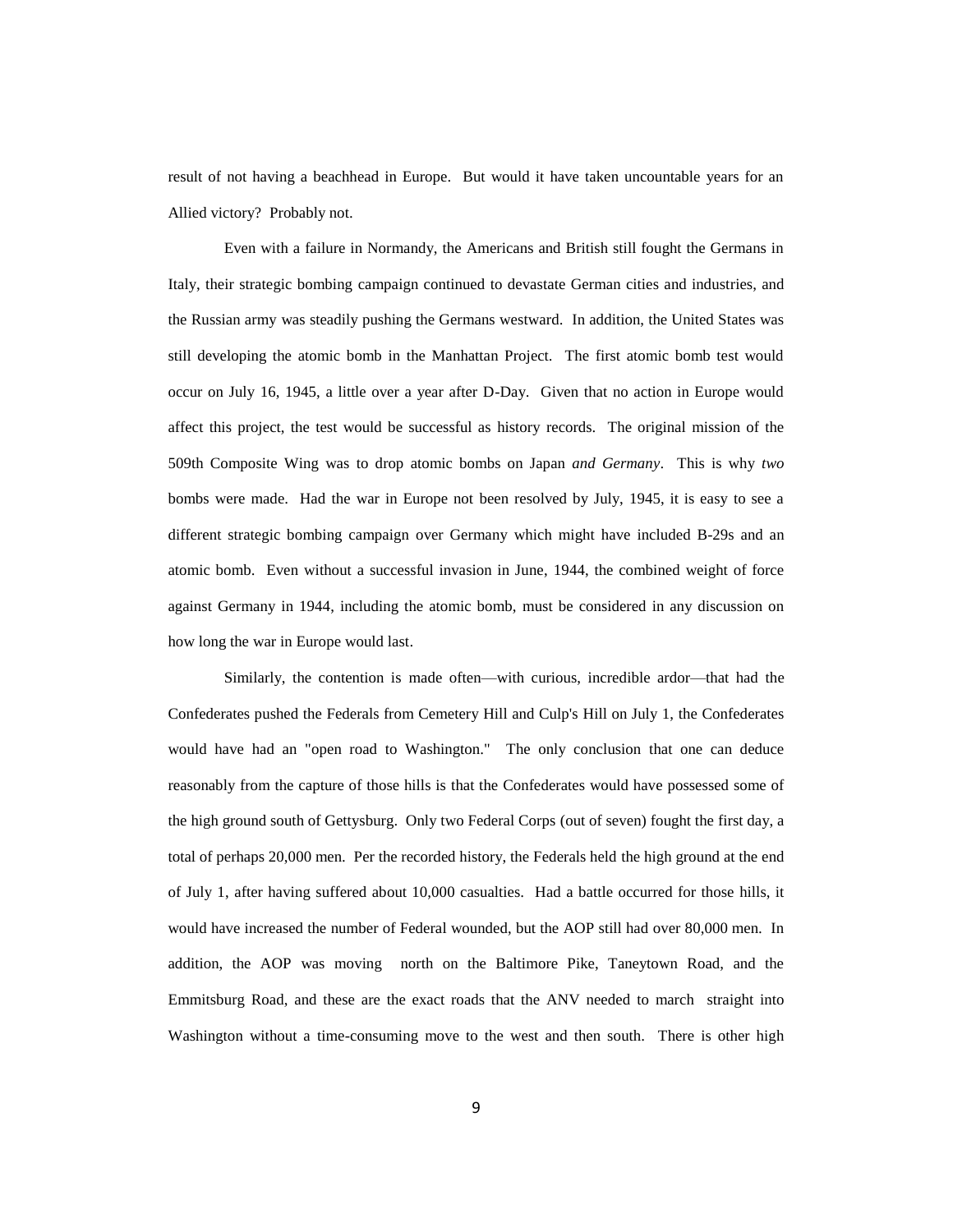result of not having a beachhead in Europe. But would it have taken uncountable years for an Allied victory? Probably not.

Even with a failure in Normandy, the Americans and British still fought the Germans in Italy, their strategic bombing campaign continued to devastate German cities and industries, and the Russian army was steadily pushing the Germans westward. In addition, the United States was still developing the atomic bomb in the Manhattan Project. The first atomic bomb test would occur on July 16, 1945, a little over a year after D-Day. Given that no action in Europe would affect this project, the test would be successful as history records. The original mission of the 509th Composite Wing was to drop atomic bombs on Japan *and Germany*. This is why *two* bombs were made. Had the war in Europe not been resolved by July, 1945, it is easy to see a different strategic bombing campaign over Germany which might have included B-29s and an atomic bomb. Even without a successful invasion in June, 1944, the combined weight of force against Germany in 1944, including the atomic bomb, must be considered in any discussion on how long the war in Europe would last.

Similarly, the contention is made often—with curious, incredible ardor—that had the Confederates pushed the Federals from Cemetery Hill and Culp's Hill on July 1, the Confederates would have had an "open road to Washington." The only conclusion that one can deduce reasonably from the capture of those hills is that the Confederates would have possessed some of the high ground south of Gettysburg. Only two Federal Corps (out of seven) fought the first day, a total of perhaps 20,000 men. Per the recorded history, the Federals held the high ground at the end of July 1, after having suffered about 10,000 casualties. Had a battle occurred for those hills, it would have increased the number of Federal wounded, but the AOP still had over 80,000 men. In addition, the AOP was moving north on the Baltimore Pike, Taneytown Road, and the Emmitsburg Road, and these are the exact roads that the ANV needed to march straight into Washington without a time-consuming move to the west and then south. There is other high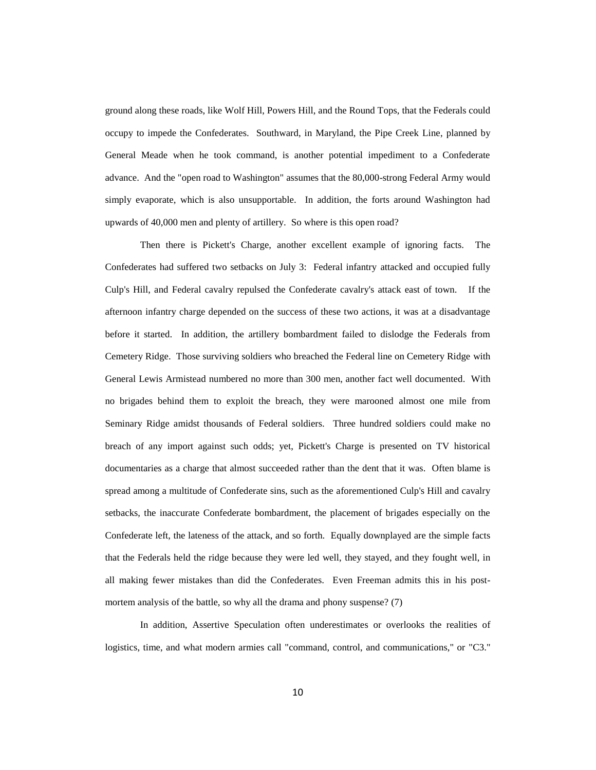ground along these roads, like Wolf Hill, Powers Hill, and the Round Tops, that the Federals could occupy to impede the Confederates. Southward, in Maryland, the Pipe Creek Line, planned by General Meade when he took command, is another potential impediment to a Confederate advance. And the "open road to Washington" assumes that the 80,000-strong Federal Army would simply evaporate, which is also unsupportable. In addition, the forts around Washington had upwards of 40,000 men and plenty of artillery. So where is this open road?

Then there is Pickett's Charge, another excellent example of ignoring facts. The Confederates had suffered two setbacks on July 3: Federal infantry attacked and occupied fully Culp's Hill, and Federal cavalry repulsed the Confederate cavalry's attack east of town. If the afternoon infantry charge depended on the success of these two actions, it was at a disadvantage before it started. In addition, the artillery bombardment failed to dislodge the Federals from Cemetery Ridge. Those surviving soldiers who breached the Federal line on Cemetery Ridge with General Lewis Armistead numbered no more than 300 men, another fact well documented. With no brigades behind them to exploit the breach, they were marooned almost one mile from Seminary Ridge amidst thousands of Federal soldiers. Three hundred soldiers could make no breach of any import against such odds; yet, Pickett's Charge is presented on TV historical documentaries as a charge that almost succeeded rather than the dent that it was. Often blame is spread among a multitude of Confederate sins, such as the aforementioned Culp's Hill and cavalry setbacks, the inaccurate Confederate bombardment, the placement of brigades especially on the Confederate left, the lateness of the attack, and so forth. Equally downplayed are the simple facts that the Federals held the ridge because they were led well, they stayed, and they fought well, in all making fewer mistakes than did the Confederates. Even Freeman admits this in his post-mortem analysis of the battle, so why all the drama and phony suspense? (7)

In addition, Assertive Speculation often underestimates or overlooks the realities of logistics, time, and what modern armies call "command, control, and communications," or "C3."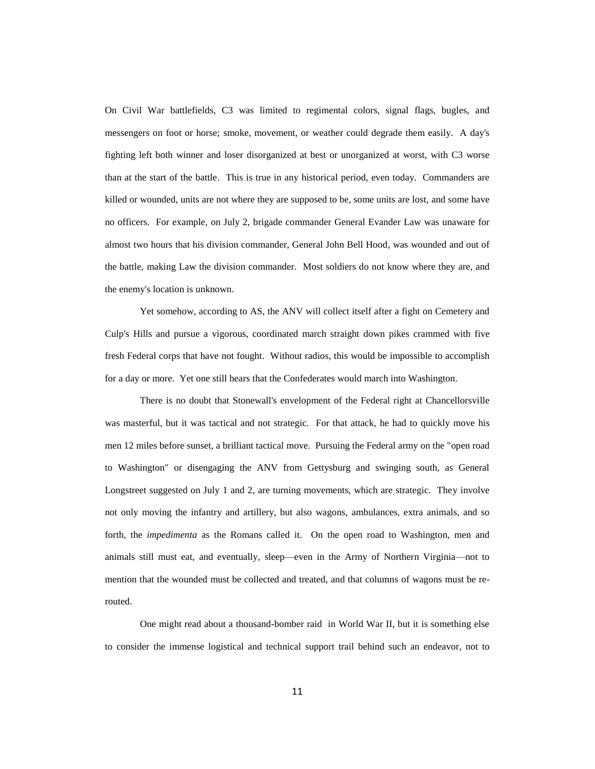On Civil War battlefields, C3 was limited to regimental colors, signal flags, bugles, and messengers on foot or horse; smoke, movement, or weather could degrade them easily. A day's fighting left both winner and loser disorganized at best or unorganized at worst, with C3 worse than at the start of the battle. This is true in any historical period, even today. Commanders are killed or wounded, units are not where they are supposed to be, some units are lost, and some have no officers. For example, on July 2, brigade commander General Evander Law was unaware for almost two hours that his division commander, General John Bell Hood, was wounded and out of the battle, making Law the division commander. Most soldiers do not know where they are, and the enemy's location is unknown.

Yet somehow, according to AS, the ANV will collect itself after a fight on Cemetery and Culp's Hills and pursue a vigorous, coordinated march straight down pikes crammed with five fresh Federal corps that have not fought. Without radios, this would be impossible to accomplish for a day or more. Yet one still hears that the Confederates would march into Washington.

There is no doubt that Stonewall's envelopment of the Federal right at Chancellorsville was masterful, but it was tactical and not strategic. For that attack, he had to quickly move his men 12 miles before sunset, a brilliant tactical move. Pursuing the Federal army on the "open road to Washington" or disengaging the ANV from Gettysburg and swinging south, as General Longstreet suggested on July 1 and 2, are turning movements, which are strategic. They involve not only moving the infantry and artillery, but also wagons, ambulances, extra animals, and so forth, the *impedimenta* as the Romans called it. On the open road to Washington, men and animals still must eat, and eventually, sleep—even in the Army of Northern Virginia—not to mention that the wounded must be collected and treated, and that columns of wagons must be re-routed.

One might read about a thousand-bomber raid in World War II, but it is something else to consider the immense logistical and technical support trail behind such an endeavor, not to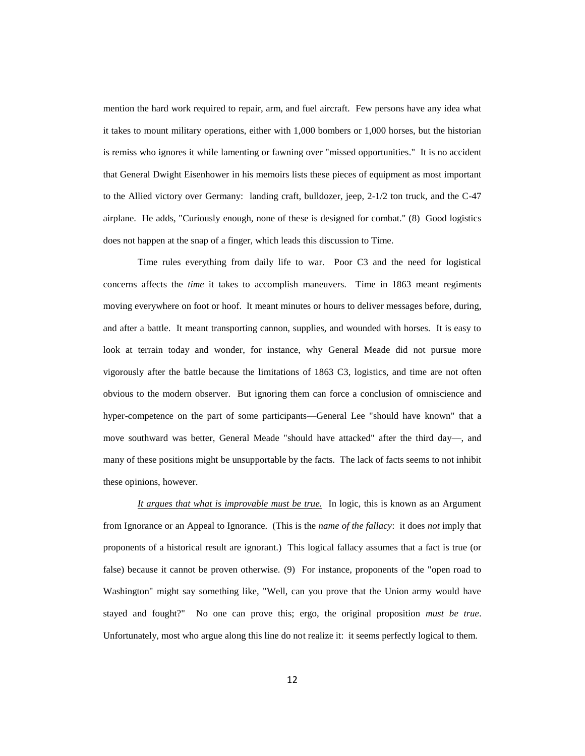mention the hard work required to repair, arm, and fuel aircraft. Few persons have any idea what it takes to mount military operations, either with 1,000 bombers or 1,000 horses, but the historian is remiss who ignores it while lamenting or fawning over "missed opportunities." It is no accident that General Dwight Eisenhower in his memoirs lists these pieces of equipment as most important to the Allied victory over Germany: landing craft, bulldozer, jeep, 2-1/2 ton truck, and the C-47 airplane. He adds, "Curiously enough, none of these is designed for combat." (8) Good logistics does not happen at the snap of a finger, which leads this discussion to Time.

Time rules everything from daily life to war. Poor C3 and the need for logistical concerns affects the *time* it takes to accomplish maneuvers. Time in 1863 meant regiments moving everywhere on foot or hoof. It meant minutes or hours to deliver messages before, during, and after a battle. It meant transporting cannon, supplies, and wounded with horses. It is easy to look at terrain today and wonder, for instance, why General Meade did not pursue more vigorously after the battle because the limitations of 1863 C3, logistics, and time are not often obvious to the modern observer. But ignoring them can force a conclusion of omniscience and hyper-competence on the part of some participants—General Lee "should have known" that a move southward was better, General Meade "should have attacked" after the third day—, and many of these positions might be unsupportable by the facts. The lack of facts seems to not inhibit these opinions, however.

<u>*It argues that what is improvable must be true.*</u> In logic, this is known as an Argument from Ignorance or an Appeal to Ignorance. (This is the *name of the fallacy*: it does *not* imply that proponents of a historical result are ignorant.) This logical fallacy assumes that a fact is true (or false) because it cannot be proven otherwise. (9) For instance, proponents of the "open road to Washington" might say something like, "Well, can you prove that the Union army would have stayed and fought?" No one can prove this; ergo, the original proposition *must be true*. Unfortunately, most who argue along this line do not realize it: it seems perfectly logical to them.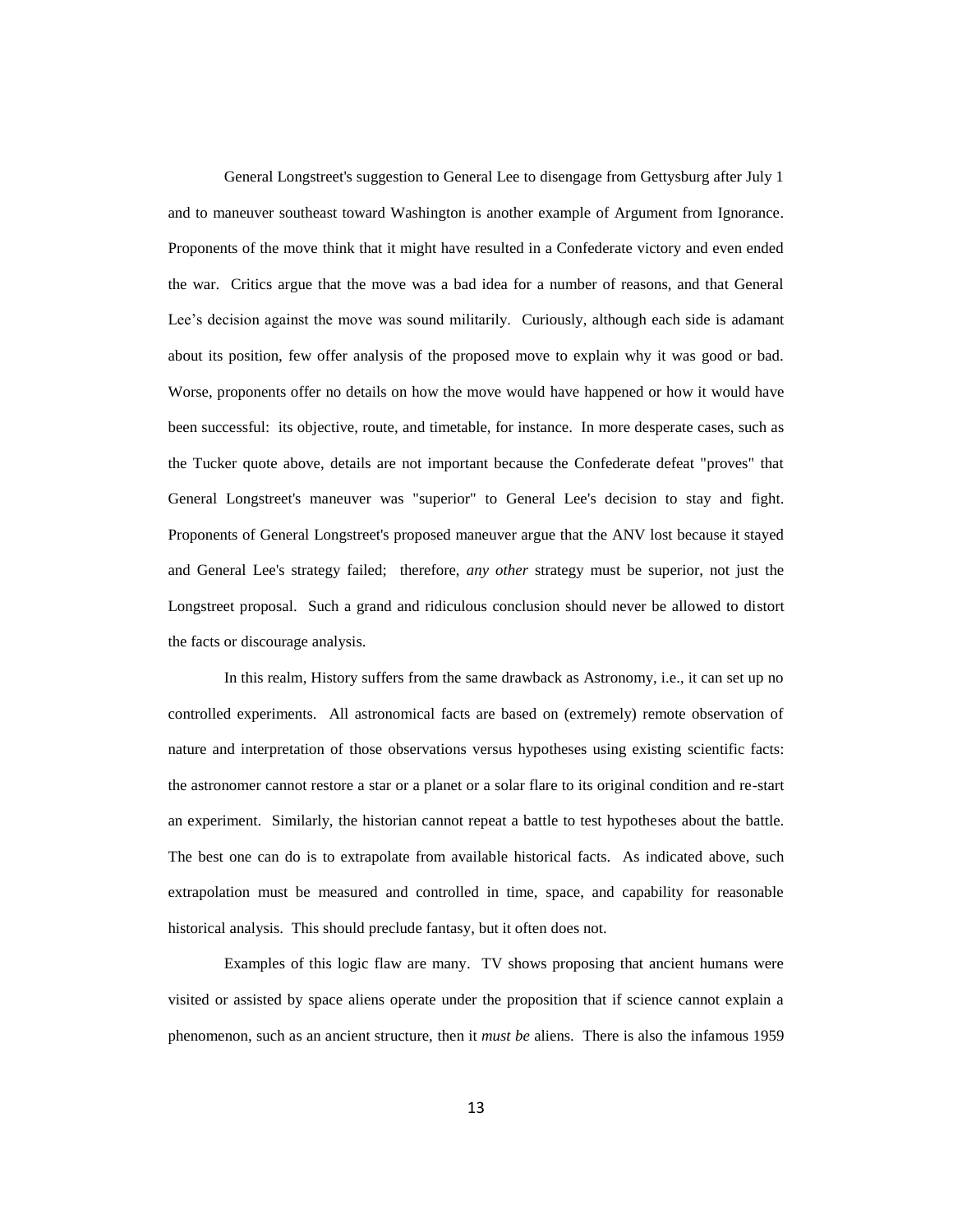General Longstreet's suggestion to General Lee to disengage from Gettysburg after July 1 and to maneuver southeast toward Washington is another example of Argument from Ignorance. Proponents of the move think that it might have resulted in a Confederate victory and even ended the war. Critics argue that the move was a bad idea for a number of reasons, and that General Lee's decision against the move was sound militarily. Curiously, although each side is adamant about its position, few offer analysis of the proposed move to explain why it was good or bad. Worse, proponents offer no details on how the move would have happened or how it would have been successful: its objective, route, and timetable, for instance. In more desperate cases, such as the Tucker quote above, details are not important because the Confederate defeat "proves" that General Longstreet's maneuver was "superior" to General Lee's decision to stay and fight. Proponents of General Longstreet's proposed maneuver argue that the ANV lost because it stayed and General Lee's strategy failed; therefore, *any other* strategy must be superior, not just the Longstreet proposal. Such a grand and ridiculous conclusion should never be allowed to distort the facts or discourage analysis.

In this realm, History suffers from the same drawback as Astronomy, i.e., it can set up no controlled experiments. All astronomical facts are based on (extremely) remote observation of nature and interpretation of those observations versus hypotheses using existing scientific facts: the astronomer cannot restore a star or a planet or a solar flare to its original condition and re-start an experiment. Similarly, the historian cannot repeat a battle to test hypotheses about the battle. The best one can do is to extrapolate from available historical facts. As indicated above, such extrapolation must be measured and controlled in time, space, and capability for reasonable historical analysis. This should preclude fantasy, but it often does not.

Examples of this logic flaw are many. TV shows proposing that ancient humans were visited or assisted by space aliens operate under the proposition that if science cannot explain a phenomenon, such as an ancient structure, then it *must be* aliens. There is also the infamous 1959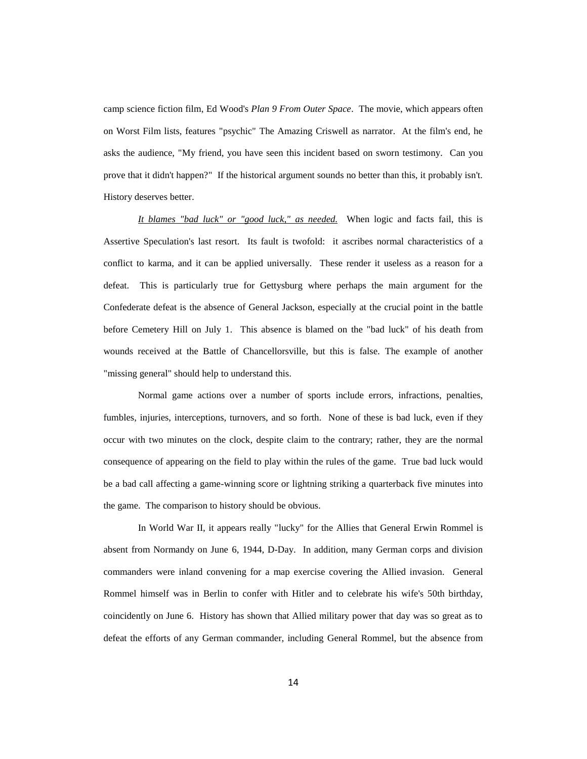camp science fiction film, Ed Wood's *Plan 9 From Outer Space*. The movie, which appears often on Worst Film lists, features "psychic" The Amazing Criswell as narrator. At the film's end, he asks the audience, "My friend, you have seen this incident based on sworn testimony. Can you prove that it didn't happen?" If the historical argument sounds no better than this, it probably isn't. History deserves better.

*It blames "bad luck" or "good luck," as needed.* When logic and facts fail, this is Assertive Speculation's last resort. Its fault is twofold: it ascribes normal characteristics of a conflict to karma, and it can be applied universally. These render it useless as a reason for a defeat. This is particularly true for Gettysburg where perhaps the main argument for the Confederate defeat is the absence of General Jackson, especially at the crucial point in the battle before Cemetery Hill on July 1. This absence is blamed on the "bad luck" of his death from wounds received at the Battle of Chancellorsville, but this is false. The example of another "missing general" should help to understand this.

Normal game actions over a number of sports include errors, infractions, penalties, fumbles, injuries, interceptions, turnovers, and so forth. None of these is bad luck, even if they occur with two minutes on the clock, despite claim to the contrary; rather, they are the normal consequence of appearing on the field to play within the rules of the game. True bad luck would be a bad call affecting a game-winning score or lightning striking a quarterback five minutes into the game. The comparison to history should be obvious.

In World War II, it appears really "lucky" for the Allies that General Erwin Rommel is absent from Normandy on June 6, 1944, D-Day. In addition, many German corps and division commanders were inland convening for a map exercise covering the Allied invasion. General Rommel himself was in Berlin to confer with Hitler and to celebrate his wife's 50th birthday, coincidently on June 6. History has shown that Allied military power that day was so great as to defeat the efforts of any German commander, including General Rommel, but the absence from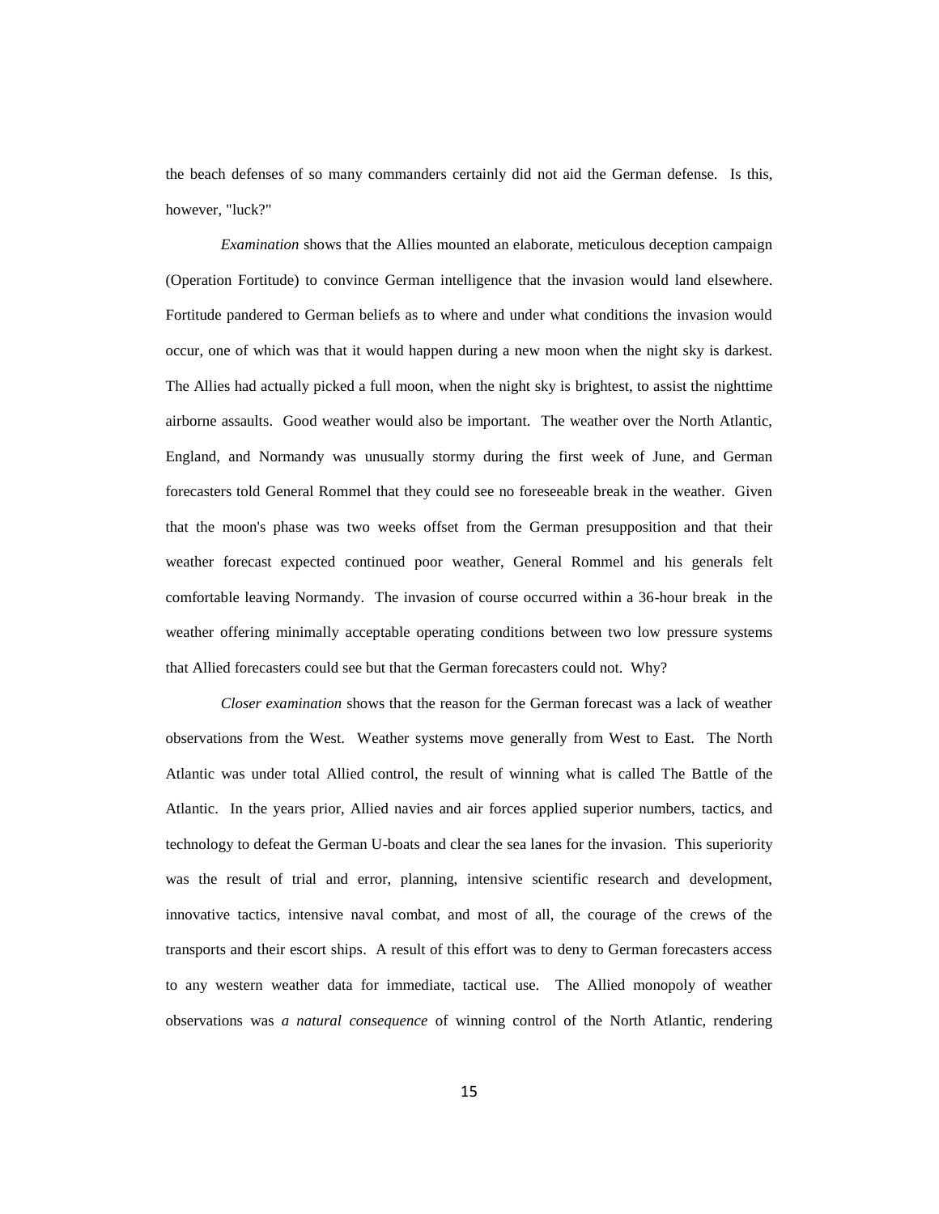the beach defenses of so many commanders certainly did not aid the German defense. Is this, however, "luck?"

*Examination* shows that the Allies mounted an elaborate, meticulous deception campaign (Operation Fortitude) to convince German intelligence that the invasion would land elsewhere. Fortitude pandered to German beliefs as to where and under what conditions the invasion would occur, one of which was that it would happen during a new moon when the night sky is darkest. The Allies had actually picked a full moon, when the night sky is brightest, to assist the nighttime airborne assaults. Good weather would also be important. The weather over the North Atlantic, England, and Normandy was unusually stormy during the first week of June, and German forecasters told General Rommel that they could see no foreseeable break in the weather. Given that the moon's phase was two weeks offset from the German presupposition and that their weather forecast expected continued poor weather, General Rommel and his generals felt comfortable leaving Normandy. The invasion of course occurred within a 36-hour break in the weather offering minimally acceptable operating conditions between two low pressure systems that Allied forecasters could see but that the German forecasters could not. Why?

*Closer examination* shows that the reason for the German forecast was a lack of weather observations from the West. Weather systems move generally from West to East. The North Atlantic was under total Allied control, the result of winning what is called The Battle of the Atlantic. In the years prior, Allied navies and air forces applied superior numbers, tactics, and technology to defeat the German U-boats and clear the sea lanes for the invasion. This superiority was the result of trial and error, planning, intensive scientific research and development, innovative tactics, intensive naval combat, and most of all, the courage of the crews of the transports and their escort ships. A result of this effort was to deny to German forecasters access to any western weather data for immediate, tactical use. The Allied monopoly of weather observations was *a natural consequence* of winning control of the North Atlantic, rendering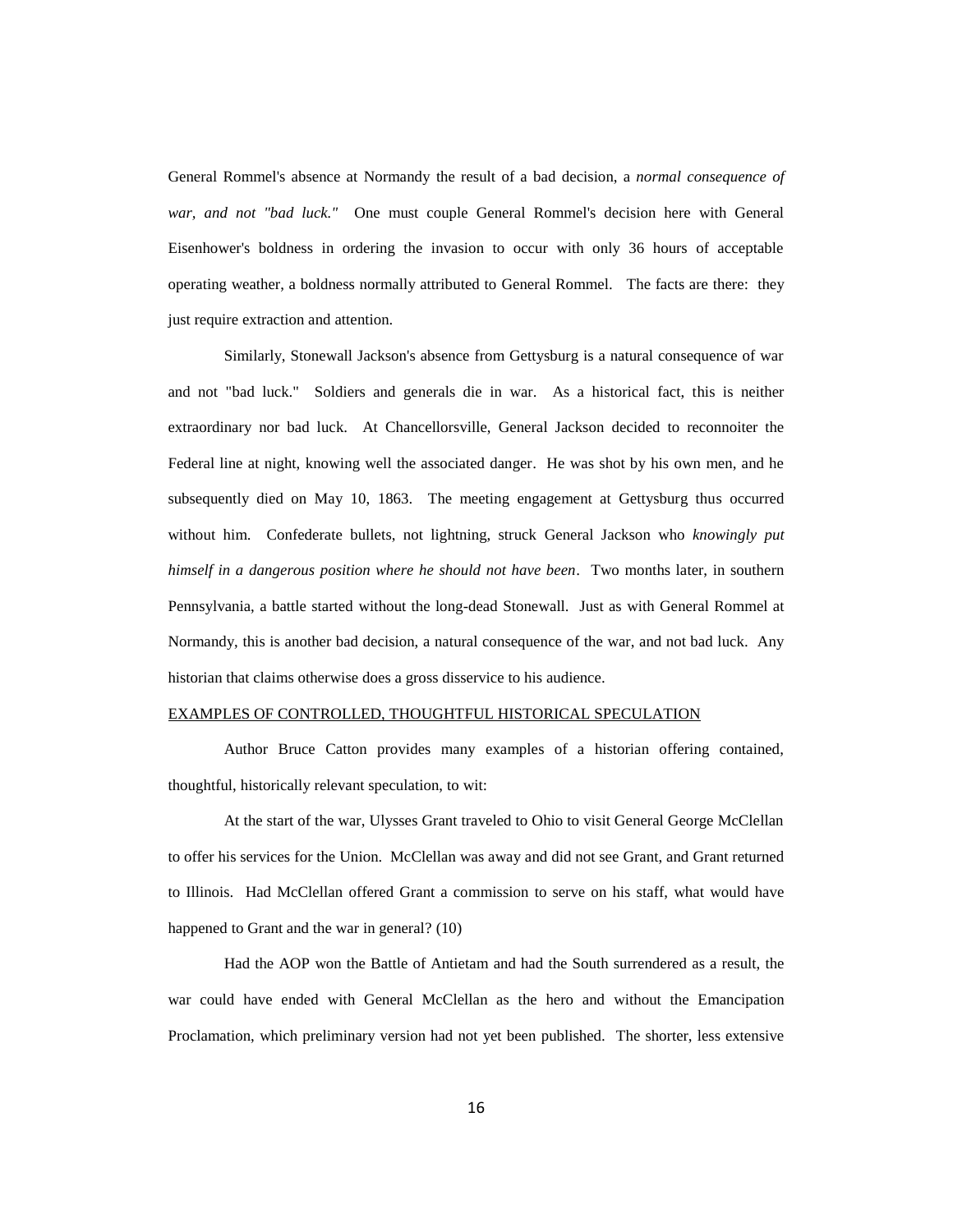General Rommel's absence at Normandy the result of a bad decision, a *normal consequence of war, and not "bad luck."* One must couple General Rommel's decision here with General Eisenhower's boldness in ordering the invasion to occur with only 36 hours of acceptable operating weather, a boldness normally attributed to General Rommel. The facts are there: they just require extraction and attention.

Similarly, Stonewall Jackson's absence from Gettysburg is a natural consequence of war and not "bad luck." Soldiers and generals die in war. As a historical fact, this is neither extraordinary nor bad luck. At Chancellorsville, General Jackson decided to reconnoiter the Federal line at night, knowing well the associated danger. He was shot by his own men, and he subsequently died on May 10, 1863. The meeting engagement at Gettysburg thus occurred without him. Confederate bullets, not lightning, struck General Jackson who *knowingly put himself in a dangerous position where he should not have been*. Two months later, in southern Pennsylvania, a battle started without the long-dead Stonewall. Just as with General Rommel at Normandy, this is another bad decision, a natural consequence of the war, and not bad luck. Any historian that claims otherwise does a gross disservice to his audience.

## EXAMPLES OF CONTROLLED, THOUGHTFUL HISTORICAL SPECULATION

Author Bruce Catton provides many examples of a historian offering contained, thoughtful, historically relevant speculation, to wit:

At the start of the war, Ulysses Grant traveled to Ohio to visit General George McClellan to offer his services for the Union. McClellan was away and did not see Grant, and Grant returned to Illinois. Had McClellan offered Grant a commission to serve on his staff, what would have happened to Grant and the war in general? (10)

Had the AOP won the Battle of Antietam and had the South surrendered as a result, the war could have ended with General McClellan as the hero and without the Emancipation Proclamation, which preliminary version had not yet been published. The shorter, less extensive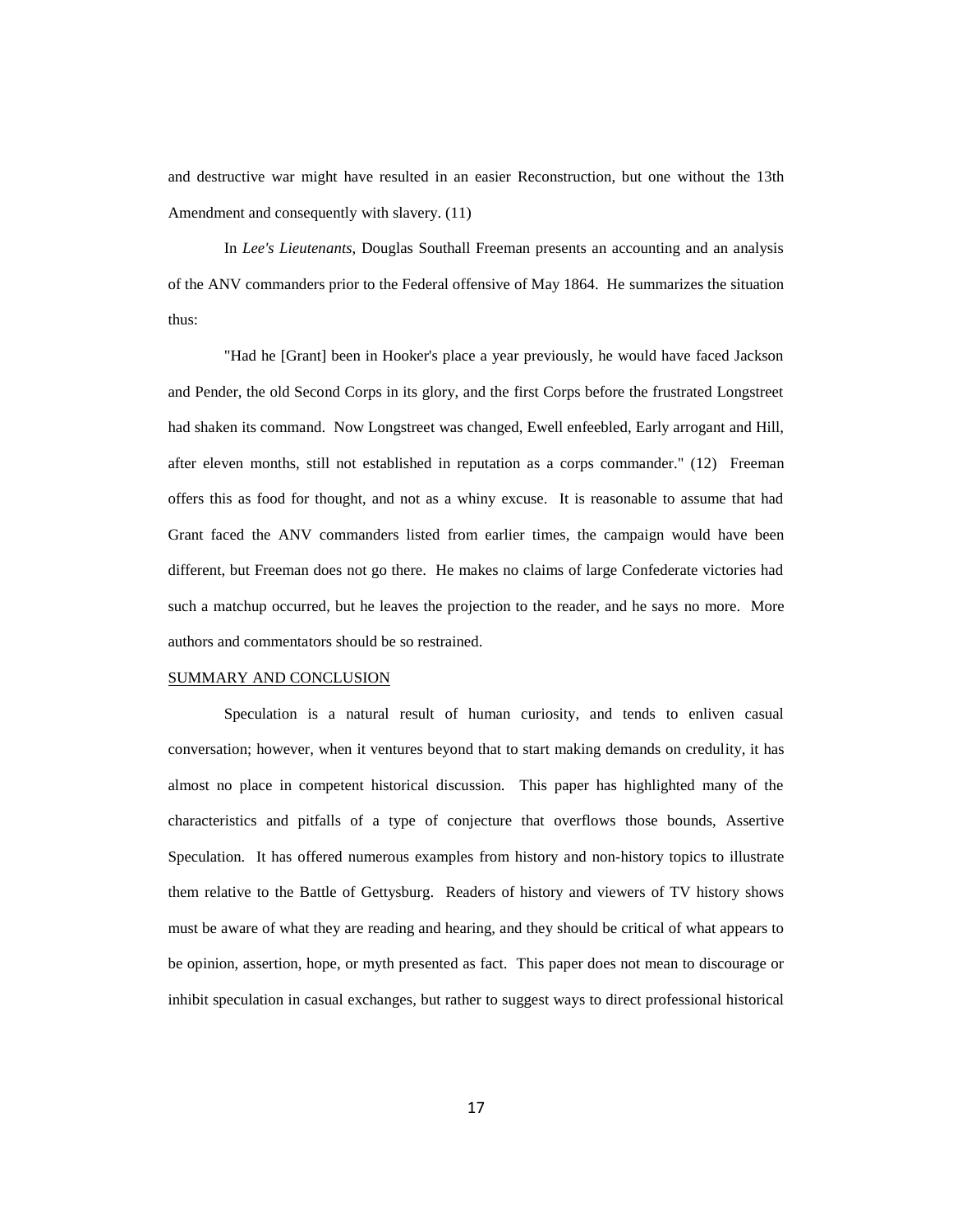and destructive war might have resulted in an easier Reconstruction, but one without the 13th Amendment and consequently with slavery. (11)

In *Lee's Lieutenants*, Douglas Southall Freeman presents an accounting and an analysis of the ANV commanders prior to the Federal offensive of May 1864. He summarizes the situation thus:

"Had he [Grant] been in Hooker's place a year previously, he would have faced Jackson and Pender, the old Second Corps in its glory, and the first Corps before the frustrated Longstreet had shaken its command. Now Longstreet was changed, Ewell enfeebled, Early arrogant and Hill, after eleven months, still not established in reputation as a corps commander." (12) Freeman offers this as food for thought, and not as a whiny excuse. It is reasonable to assume that had Grant faced the ANV commanders listed from earlier times, the campaign would have been different, but Freeman does not go there. He makes no claims of large Confederate victories had such a matchup occurred, but he leaves the projection to the reader, and he says no more. More authors and commentators should be so restrained.

## SUMMARY AND CONCLUSION

Speculation is a natural result of human curiosity, and tends to enliven casual conversation; however, when it ventures beyond that to start making demands on credulity, it has almost no place in competent historical discussion. This paper has highlighted many of the characteristics and pitfalls of a type of conjecture that overflows those bounds, Assertive Speculation. It has offered numerous examples from history and non-history topics to illustrate them relative to the Battle of Gettysburg. Readers of history and viewers of TV history shows must be aware of what they are reading and hearing, and they should be critical of what appears to be opinion, assertion, hope, or myth presented as fact. This paper does not mean to discourage or inhibit speculation in casual exchanges, but rather to suggest ways to direct professional historical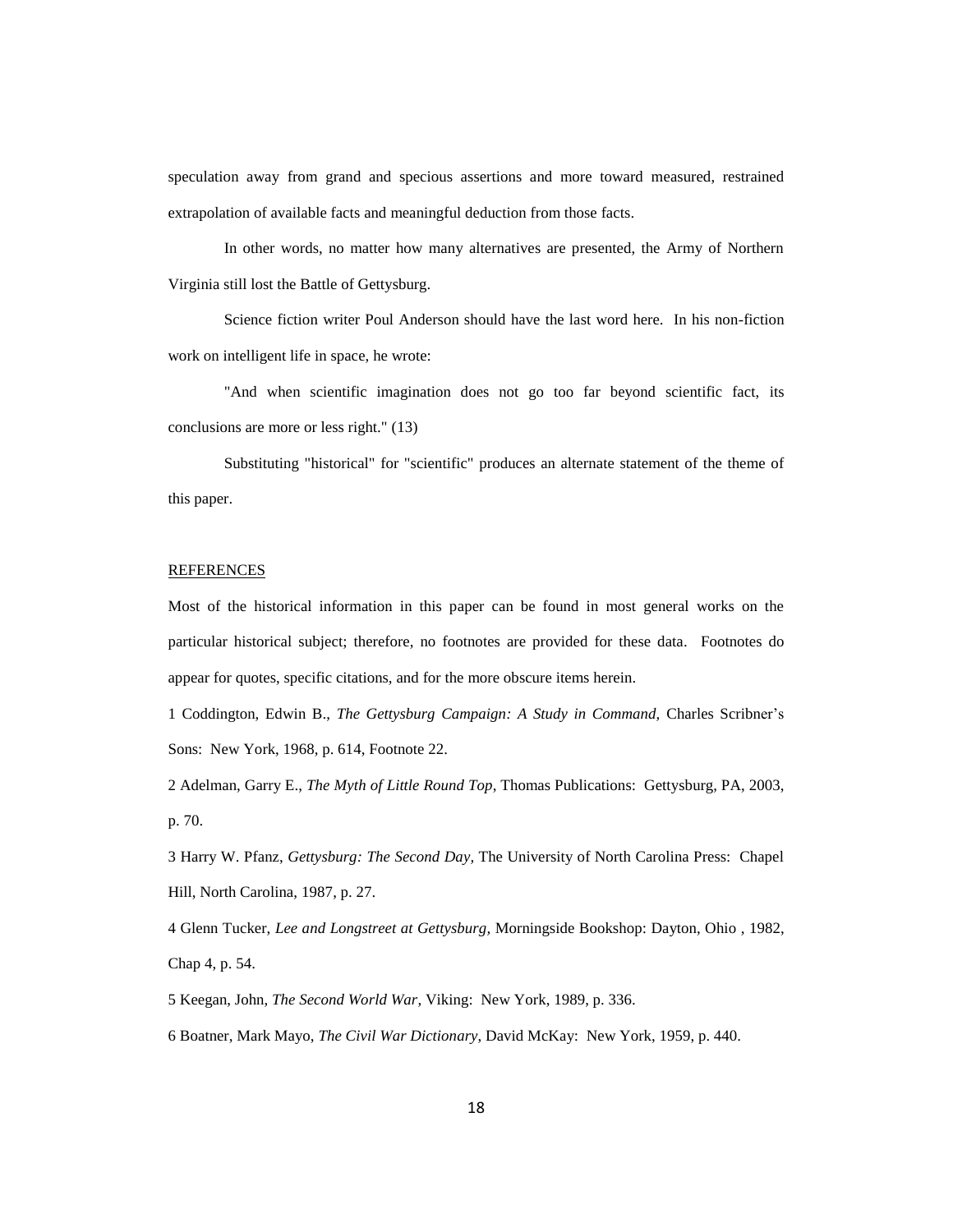speculation away from grand and specious assertions and more toward measured, restrained extrapolation of available facts and meaningful deduction from those facts.

In other words, no matter how many alternatives are presented, the Army of Northern Virginia still lost the Battle of Gettysburg.

Science fiction writer Poul Anderson should have the last word here. In his non-fiction work on intelligent life in space, he wrote:

"And when scientific imagination does not go too far beyond scientific fact, its conclusions are more or less right." (13)

Substituting "historical" for "scientific" produces an alternate statement of the theme of this paper.

## REFERENCES

Most of the historical information in this paper can be found in most general works on the particular historical subject; therefore, no footnotes are provided for these data. Footnotes do appear for quotes, specific citations, and for the more obscure items herein.

1 Coddington, Edwin B., *The Gettysburg Campaign: A Study in Command,* Charles Scribner's Sons: New York, 1968, p. 614, Footnote 22.

2 Adelman, Garry E., *The Myth of Little Round Top*, Thomas Publications: Gettysburg, PA, 2003, p. 70.

3 Harry W. Pfanz, *Gettysburg: The Second Day,* The University of North Carolina Press: Chapel Hill, North Carolina, 1987, p. 27.

4 Glenn Tucker, *Lee and Longstreet at Gettysburg,* Morningside Bookshop: Dayton, Ohio , 1982, Chap 4, p. 54.

5 Keegan, John, *The Second World War,* Viking: New York, 1989, p. 336.

6 Boatner, Mark Mayo, *The Civil War Dictionary*, David McKay: New York, 1959, p. 440.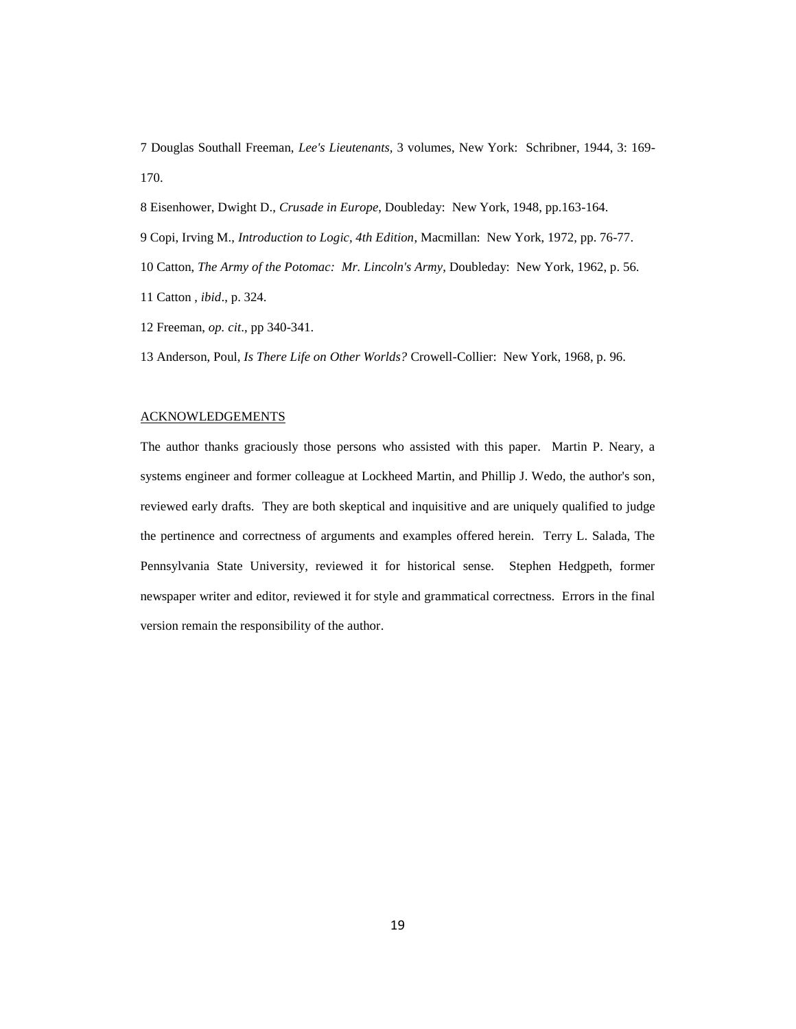7 Douglas Southall Freeman, *Lee's Lieutenants,* 3 volumes, New York: Schribner, 1944, 3: 169-170.

8 Eisenhower, Dwight D., *Crusade in Europe*, Doubleday: New York, 1948, pp.163-164.

9 Copi, Irving M., *Introduction to Logic, 4th Edition*, Macmillan: New York, 1972, pp. 76-77.

10 Catton, *The Army of the Potomac: Mr. Lincoln's Army*, Doubleday: New York, 1962, p. 56.

11 Catton , *ibid*., p. 324.

12 Freeman, *op. cit*., pp 340-341.

13 Anderson, Poul, *Is There Life on Other Worlds?* Crowell-Collier: New York, 1968, p. 96.

ACKNOWLEDGEMENTS

The author thanks graciously those persons who assisted with this paper. Martin P. Neary, a systems engineer and former colleague at Lockheed Martin, and Phillip J. Wedo, the author's son, reviewed early drafts. They are both skeptical and inquisitive and are uniquely qualified to judge the pertinence and correctness of arguments and examples offered herein. Terry L. Salada, The Pennsylvania State University, reviewed it for historical sense. Stephen Hedgpeth, former newspaper writer and editor, reviewed it for style and grammatical correctness. Errors in the final version remain the responsibility of the author.